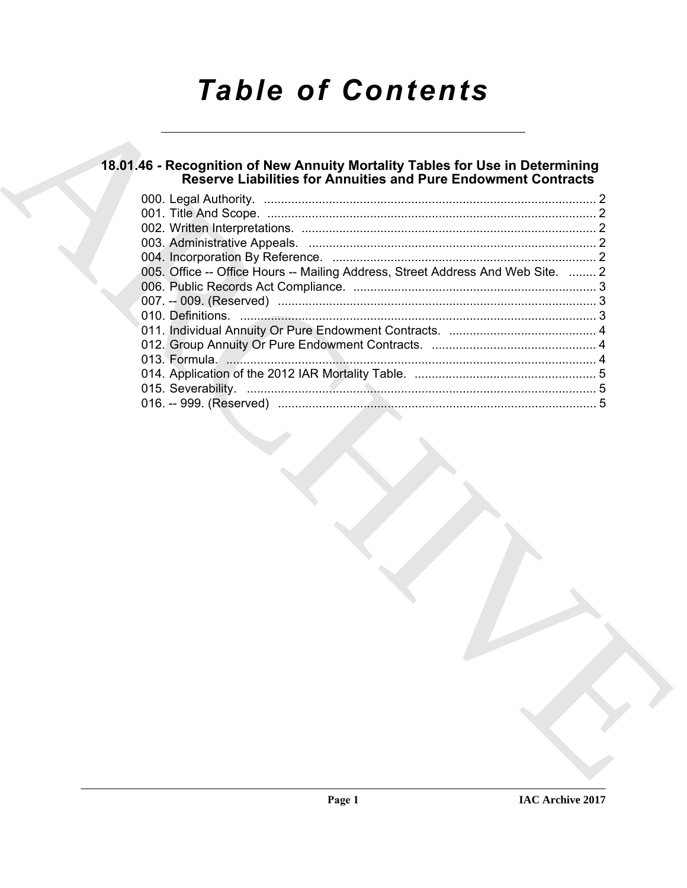# Table of Contents

## 18.01.46 - Recognition of New Annuity Mortality Tables for Use in Determining Reserve Liabilities for Annuities and Pure Endowment Contracts

000. Legal Authority. ........................................................................................ 2
001. Title And Scope. ........................................................................................ 2
002. Written Interpretations. .............................................................................. 2
003. Administrative Appeals. ............................................................................. 2
004. Incorporation By Reference. ..................................................................... 2
005. Office -- Office Hours -- Mailing Address, Street Address And Web Site. ........ 2
006. Public Records Act Compliance. ............................................................... 3
007. -- 009. (Reserved) ..................................................................................... 3
010. Definitions. ................................................................................................ 3
011. Individual Annuity Or Pure Endowment Contracts. ................................... 4
012. Group Annuity Or Pure Endowment Contracts. ........................................ 4
013. Formula. .................................................................................................... 4
014. Application of the 2012 IAR Mortality Table. ............................................ 5
015. Severability. .............................................................................................. 5
016. -- 999. (Reserved) ..................................................................................... 5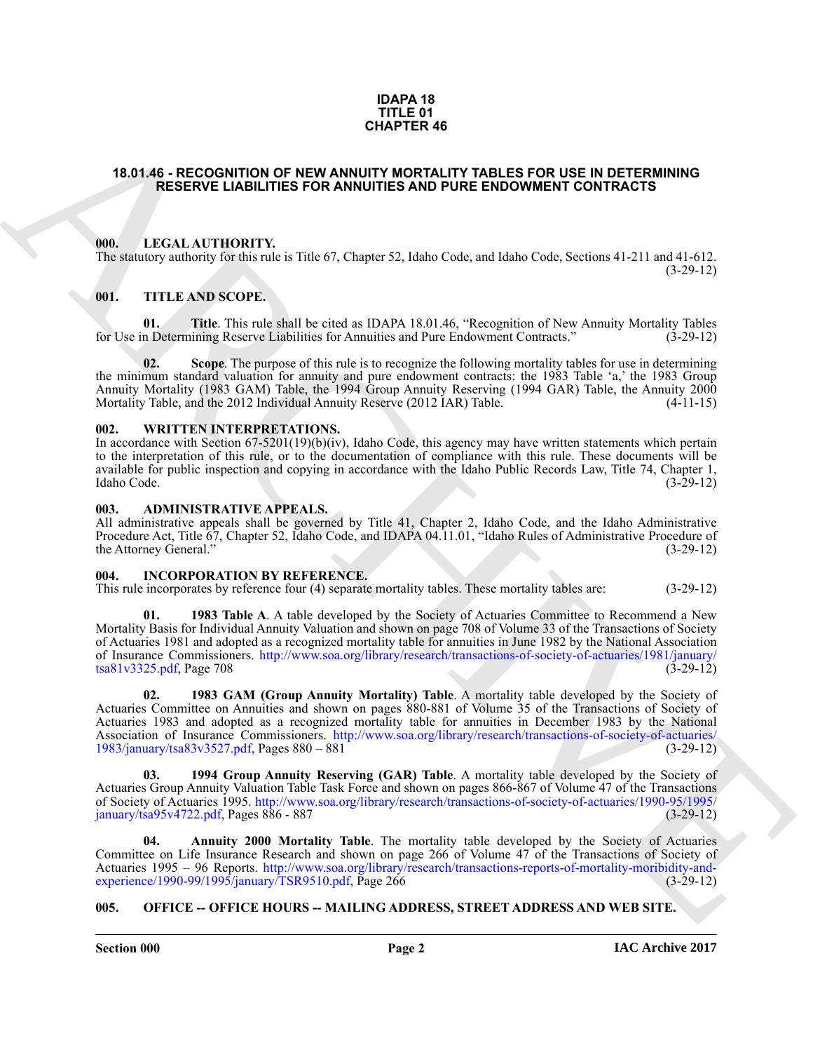# IDAPA 18
# TITLE 01
# CHAPTER 46

## 18.01.46 - RECOGNITION OF NEW ANNUITY MORTALITY TABLES FOR USE IN DETERMINING RESERVE LIABILITIES FOR ANNUITIES AND PURE ENDOWMENT CONTRACTS

### 000. LEGAL AUTHORITY.

The statutory authority for this rule is Title 67, Chapter 52, Idaho Code, and Idaho Code, Sections 41-211 and 41-612. (3-29-12)

### 001. TITLE AND SCOPE.

**01. Title**. This rule shall be cited as IDAPA 18.01.46, "Recognition of New Annuity Mortality Tables for Use in Determining Reserve Liabilities for Annuities and Pure Endowment Contracts." (3-29-12)

**02. Scope**. The purpose of this rule is to recognize the following mortality tables for use in determining the minimum standard valuation for annuity and pure endowment contracts: the 1983 Table 'a,' the 1983 Group Annuity Mortality (1983 GAM) Table, the 1994 Group Annuity Reserving (1994 GAR) Table, the Annuity 2000 Mortality Table, and the 2012 Individual Annuity Reserve (2012 IAR) Table. (4-11-15)

### 002. WRITTEN INTERPRETATIONS.

In accordance with Section 67-5201(19)(b)(iv), Idaho Code, this agency may have written statements which pertain to the interpretation of this rule, or to the documentation of compliance with this rule. These documents will be available for public inspection and copying in accordance with the Idaho Public Records Law, Title 74, Chapter 1, Idaho Code. (3-29-12)

### 003. ADMINISTRATIVE APPEALS.

All administrative appeals shall be governed by Title 41, Chapter 2, Idaho Code, and the Idaho Administrative Procedure Act, Title 67, Chapter 52, Idaho Code, and IDAPA 04.11.01, "Idaho Rules of Administrative Procedure of the Attorney General." (3-29-12)

### 004. INCORPORATION BY REFERENCE.

This rule incorporates by reference four (4) separate mortality tables. These mortality tables are: (3-29-12)

**01. 1983 Table A**. A table developed by the Society of Actuaries Committee to Recommend a New Mortality Basis for Individual Annuity Valuation and shown on page 708 of Volume 33 of the Transactions of Society of Actuaries 1981 and adopted as a recognized mortality table for annuities in June 1982 by the National Association of Insurance Commissioners. http://www.soa.org/library/research/transactions-of-society-of-actuaries/1981/january/tsa81v3325.pdf, Page 708 (3-29-12)

**02. 1983 GAM (Group Annuity Mortality) Table**. A mortality table developed by the Society of Actuaries Committee on Annuities and shown on pages 880-881 of Volume 35 of the Transactions of Society of Actuaries 1983 and adopted as a recognized mortality table for annuities in December 1983 by the National Association of Insurance Commissioners. http://www.soa.org/library/research/transactions-of-society-of-actuaries/1983/january/tsa83v3527.pdf, Pages 880 – 881 (3-29-12)

**03. 1994 Group Annuity Reserving (GAR) Table**. A mortality table developed by the Society of Actuaries Group Annuity Valuation Table Task Force and shown on pages 866-867 of Volume 47 of the Transactions of Society of Actuaries 1995. http://www.soa.org/library/research/transactions-of-society-of-actuaries/1990-95/1995/january/tsa95v4722.pdf, Pages 886 - 887 (3-29-12)

**04. Annuity 2000 Mortality Table**. The mortality table developed by the Society of Actuaries Committee on Life Insurance Research and shown on page 266 of Volume 47 of the Transactions of Society of Actuaries 1995 – 96 Reports. http://www.soa.org/library/research/transactions-reports-of-mortality-moribidity-and-experience/1990-99/1995/january/TSR9510.pdf, Page 266 (3-29-12)

### 005. OFFICE -- OFFICE HOURS -- MAILING ADDRESS, STREET ADDRESS AND WEB SITE.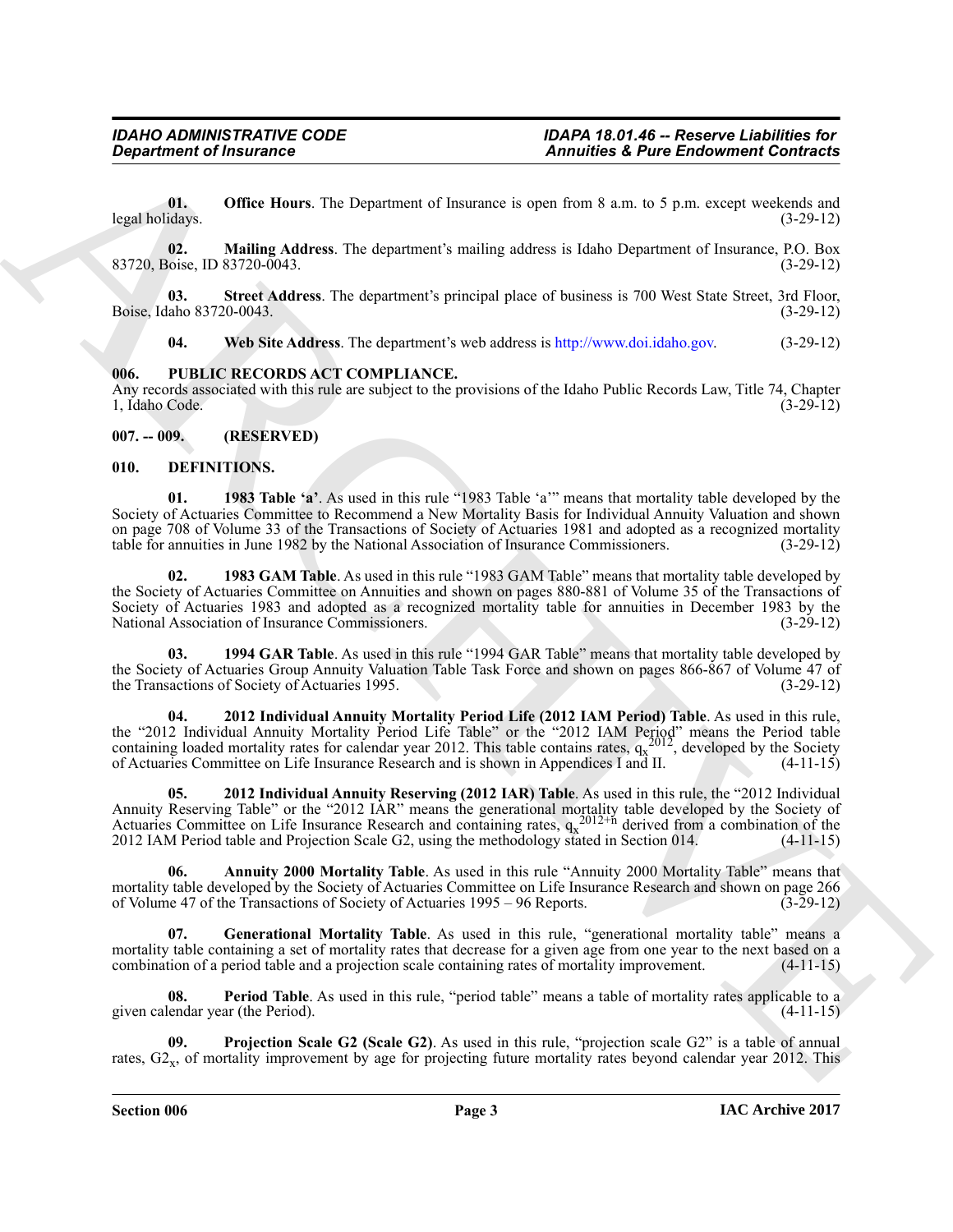**01. Office Hours**. The Department of Insurance is open from 8 a.m. to 5 p.m. except weekends and legal holidays. (3-29-12)

**02. Mailing Address**. The department's mailing address is Idaho Department of Insurance, P.O. Box 83720, Boise, ID 83720-0043. (3-29-12)

**03. Street Address**. The department's principal place of business is 700 West State Street, 3rd Floor, Boise, Idaho 83720-0043. (3-29-12)

**04. Web Site Address**. The department's web address is http://www.doi.idaho.gov. (3-29-12)

### 006. PUBLIC RECORDS ACT COMPLIANCE.

Any records associated with this rule are subject to the provisions of the Idaho Public Records Law, Title 74, Chapter 1, Idaho Code. (3-29-12)

### 007. -- 009. (RESERVED)

### 010. DEFINITIONS.

**01. 1983 Table 'a'**. As used in this rule "1983 Table 'a'" means that mortality table developed by the Society of Actuaries Committee to Recommend a New Mortality Basis for Individual Annuity Valuation and shown on page 708 of Volume 33 of the Transactions of Society of Actuaries 1981 and adopted as a recognized mortality table for annuities in June 1982 by the National Association of Insurance Commissioners. (3-29-12)

**02. 1983 GAM Table**. As used in this rule "1983 GAM Table" means that mortality table developed by the Society of Actuaries Committee on Annuities and shown on pages 880-881 of Volume 35 of the Transactions of Society of Actuaries 1983 and adopted as a recognized mortality table for annuities in December 1983 by the National Association of Insurance Commissioners. (3-29-12)

**03. 1994 GAR Table**. As used in this rule "1994 GAR Table" means that mortality table developed by the Society of Actuaries Group Annuity Valuation Table Task Force and shown on pages 866-867 of Volume 47 of the Transactions of Society of Actuaries 1995. (3-29-12)

**04. 2012 Individual Annuity Mortality Period Life (2012 IAM Period) Table**. As used in this rule, the "2012 Individual Annuity Mortality Period Life Table" or the "2012 IAM Period" means the Period table containing loaded mortality rates for calendar year 2012. This table contains rates, $q_x^{2012}$, developed by the Society of Actuaries Committee on Life Insurance Research and is shown in Appendices I and II. (4-11-15)

**05. 2012 Individual Annuity Reserving (2012 IAR) Table**. As used in this rule, the "2012 Individual Annuity Reserving Table" or the "2012 IAR" means the generational mortality table developed by the Society of Actuaries Committee on Life Insurance Research and containing rates, $q_x^{2012+n}$ derived from a combination of the 2012 IAM Period table and Projection Scale G2, using the methodology stated in Section 014. (4-11-15)

**06. Annuity 2000 Mortality Table**. As used in this rule "Annuity 2000 Mortality Table" means that mortality table developed by the Society of Actuaries Committee on Life Insurance Research and shown on page 266 of Volume 47 of the Transactions of Society of Actuaries 1995 – 96 Reports. (3-29-12)

**07. Generational Mortality Table**. As used in this rule, "generational mortality table" means a mortality table containing a set of mortality rates that decrease for a given age from one year to the next based on a combination of a period table and a projection scale containing rates of mortality improvement. (4-11-15)

**08. Period Table**. As used in this rule, "period table" means a table of mortality rates applicable to a given calendar year (the Period). (4-11-15)

**09. Projection Scale G2 (Scale G2)**. As used in this rule, "projection scale G2" is a table of annual rates, $G2_x$, of mortality improvement by age for projecting future mortality rates beyond calendar year 2012. This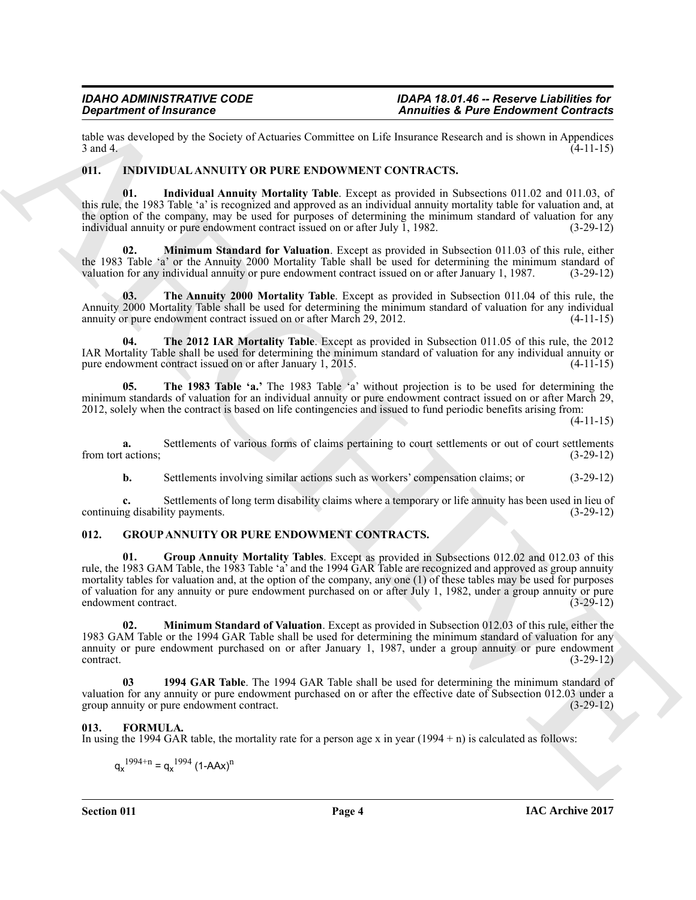table was developed by the Society of Actuaries Committee on Life Insurance Research and is shown in Appendices 3 and 4. (4-11-15)

## 011. INDIVIDUAL ANNUITY OR PURE ENDOWMENT CONTRACTS.

**01. Individual Annuity Mortality Table**. Except as provided in Subsections 011.02 and 011.03, of this rule, the 1983 Table 'a' is recognized and approved as an individual annuity mortality table for valuation and, at the option of the company, may be used for purposes of determining the minimum standard of valuation for any individual annuity or pure endowment contract issued on or after July 1, 1982. (3-29-12)

**02. Minimum Standard for Valuation**. Except as provided in Subsection 011.03 of this rule, either the 1983 Table 'a' or the Annuity 2000 Mortality Table shall be used for determining the minimum standard of valuation for any individual annuity or pure endowment contract issued on or after January 1, 1987. (3-29-12)

**03. The Annuity 2000 Mortality Table**. Except as provided in Subsection 011.04 of this rule, the Annuity 2000 Mortality Table shall be used for determining the minimum standard of valuation for any individual annuity or pure endowment contract issued on or after March 29, 2012. (4-11-15)

**04. The 2012 IAR Mortality Table**. Except as provided in Subsection 011.05 of this rule, the 2012 IAR Mortality Table shall be used for determining the minimum standard of valuation for any individual annuity or pure endowment contract issued on or after January 1, 2015. (4-11-15)

**05. The 1983 Table 'a.'** The 1983 Table 'a' without projection is to be used for determining the minimum standards of valuation for an individual annuity or pure endowment contract issued on or after March 29, 2012, solely when the contract is based on life contingencies and issued to fund periodic benefits arising from: (4-11-15)

**a.** Settlements of various forms of claims pertaining to court settlements or out of court settlements from tort actions; (3-29-12)

**b.** Settlements involving similar actions such as workers' compensation claims; or (3-29-12)

**c.** Settlements of long term disability claims where a temporary or life annuity has been used in lieu of continuing disability payments. (3-29-12)

## 012. GROUP ANNUITY OR PURE ENDOWMENT CONTRACTS.

**01. Group Annuity Mortality Tables**. Except as provided in Subsections 012.02 and 012.03 of this rule, the 1983 GAM Table, the 1983 Table 'a' and the 1994 GAR Table are recognized and approved as group annuity mortality tables for valuation and, at the option of the company, any one (1) of these tables may be used for purposes of valuation for any annuity or pure endowment purchased on or after July 1, 1982, under a group annuity or pure endowment contract. (3-29-12)

**02. Minimum Standard of Valuation**. Except as provided in Subsection 012.03 of this rule, either the 1983 GAM Table or the 1994 GAR Table shall be used for determining the minimum standard of valuation for any annuity or pure endowment purchased on or after January 1, 1987, under a group annuity or pure endowment contract. (3-29-12)

**03 1994 GAR Table**. The 1994 GAR Table shall be used for determining the minimum standard of valuation for any annuity or pure endowment purchased on or after the effective date of Subsection 012.03 under a group annuity or pure endowment contract. (3-29-12)

## 013. FORMULA.

In using the 1994 GAR table, the mortality rate for a person age x in year (1994 + n) is calculated as follows:

$$q_x^{1994+n} = q_x^{1994} (1\text{-}AAx)^n$$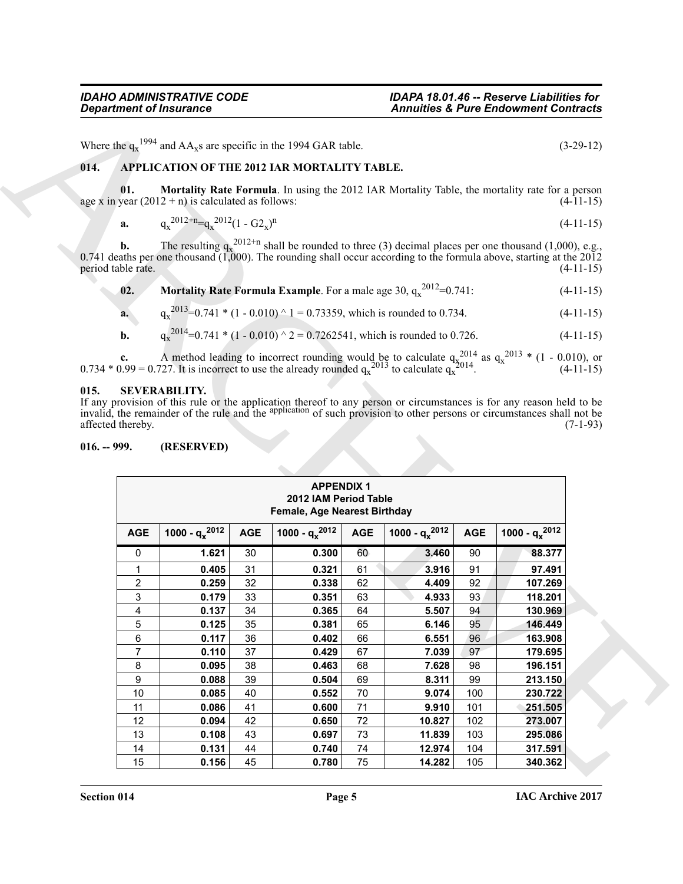Where the $q_x^{1994}$ and $AA_x$s are specific in the 1994 GAR table. (3-29-12)

## 014. APPLICATION OF THE 2012 IAR MORTALITY TABLE.

**01. Mortality Rate Formula**. In using the 2012 IAR Mortality Table, the mortality rate for a person age x in year (2012 + n) is calculated as follows: (4-11-15)

**a.** $q_x^{2012+n}=q_x^{2012}(1 - G2_x)^n$ (4-11-15)

**b.** The resulting $q_x^{2012+n}$ shall be rounded to three (3) decimal places per one thousand (1,000), e.g., 0.741 deaths per one thousand (1,000). The rounding shall occur according to the formula above, starting at the 2012 period table rate. (4-11-15)

**02. Mortality Rate Formula Example**. For a male age 30, $q_x^{2012}$=0.741: (4-11-15)

**a.** $q_x^{2013}$=0.741 * (1 - 0.010) ^ 1 = 0.73359, which is rounded to 0.734. (4-11-15)

**b.** $q_x^{2014}$=0.741 * (1 - 0.010) ^ 2 = 0.7262541, which is rounded to 0.726. (4-11-15)

**c.** A method leading to incorrect rounding would be to calculate $q_x^{2014}$ as $q_x^{2013}$ * (1 - 0.010), or 0.734 * 0.99 = 0.727. It is incorrect to use the already rounded $q_x^{2013}$ to calculate $q_x^{2014}$. (4-11-15)

## 015. SEVERABILITY.

If any provision of this rule or the application thereof to any person or circumstances is for any reason held to be invalid, the remainder of the rule and the application of such provision to other persons or circumstances shall not be affected thereby. (7-1-93)

## 016. -- 999. (RESERVED)

**APPENDIX 1**
**2012 IAM Period Table**
**Female, Age Nearest Birthday**

| AGE | $1000 \cdot q_x^{2012}$ | AGE | $1000 \cdot q_x^{2012}$ | AGE | $1000 \cdot q_x^{2012}$ | AGE | $1000 \cdot q_x^{2012}$ |
|---|---|---|---|---|---|---|---|
| 0 | **1.621** | 30 | **0.300** | 60 | **3.460** | 90 | **88.377** |
| 1 | **0.405** | 31 | **0.321** | 61 | **3.916** | 91 | **97.491** |
| 2 | **0.259** | 32 | **0.338** | 62 | **4.409** | 92 | **107.269** |
| 3 | **0.179** | 33 | **0.351** | 63 | **4.933** | 93 | **118.201** |
| 4 | **0.137** | 34 | **0.365** | 64 | **5.507** | 94 | **130.969** |
| 5 | **0.125** | 35 | **0.381** | 65 | **6.146** | 95 | **146.449** |
| 6 | **0.117** | 36 | **0.402** | 66 | **6.551** | 96 | **163.908** |
| 7 | **0.110** | 37 | **0.429** | 67 | **7.039** | 97 | **179.695** |
| 8 | **0.095** | 38 | **0.463** | 68 | **7.628** | 98 | **196.151** |
| 9 | **0.088** | 39 | **0.504** | 69 | **8.311** | 99 | **213.150** |
| 10 | **0.085** | 40 | **0.552** | 70 | **9.074** | 100 | **230.722** |
| 11 | **0.086** | 41 | **0.600** | 71 | **9.910** | 101 | **251.505** |
| 12 | **0.094** | 42 | **0.650** | 72 | **10.827** | 102 | **273.007** |
| 13 | **0.108** | 43 | **0.697** | 73 | **11.839** | 103 | **295.086** |
| 14 | **0.131** | 44 | **0.740** | 74 | **12.974** | 104 | **317.591** |
| 15 | **0.156** | 45 | **0.780** | 75 | **14.282** | 105 | **340.362** |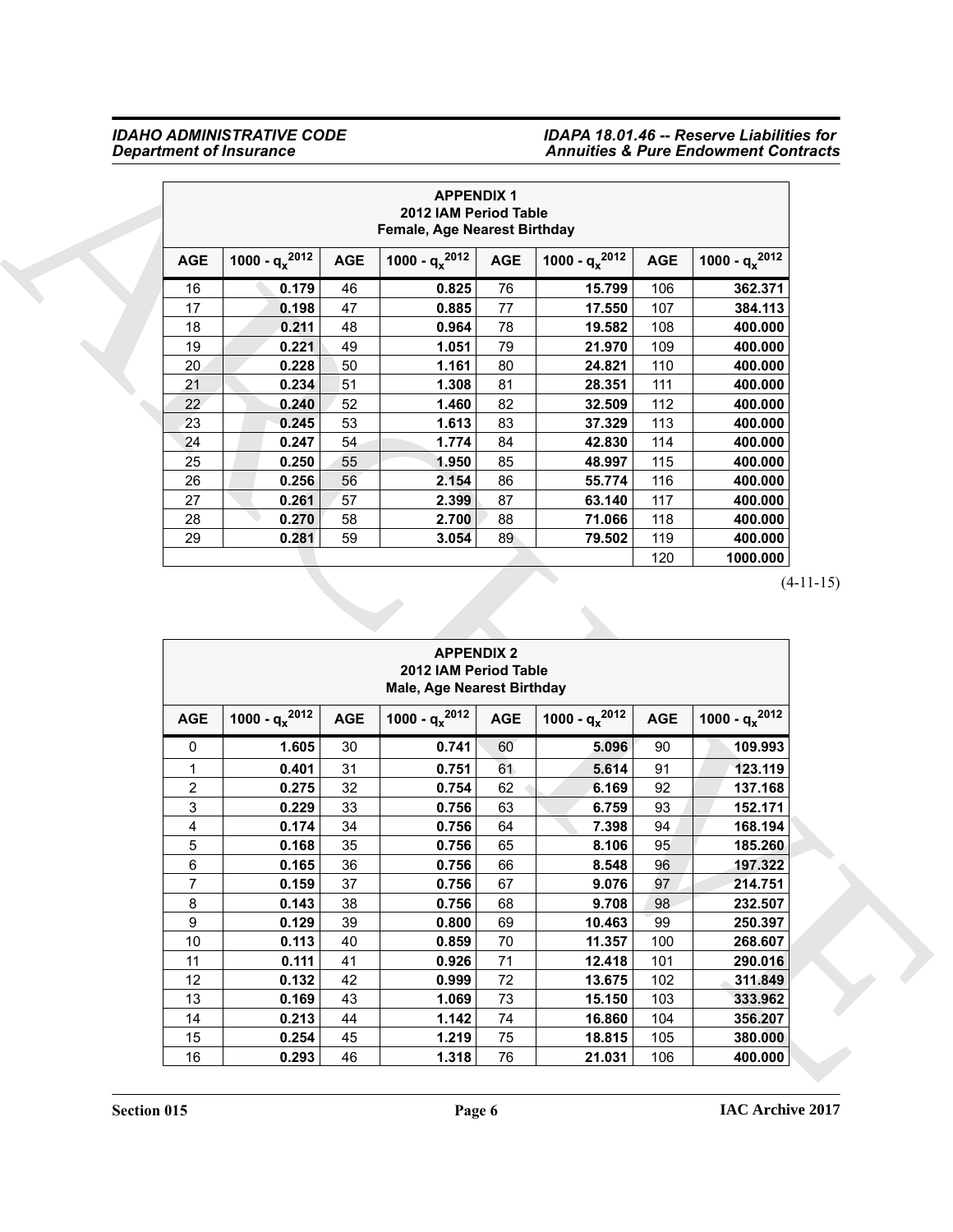| APPENDIX 1<br>2012 IAM Period Table<br>Female, Age Nearest Birthday | | | | | | | |
|---|---|---|---|---|---|---|---|
| AGE | 1000 - $q_x^{2012}$ | AGE | 1000 - $q_x^{2012}$ | AGE | 1000 - $q_x^{2012}$ | AGE | 1000 - $q_x^{2012}$ |
| 16 | 0.179 | 46 | 0.825 | 76 | 15.799 | 106 | 362.371 |
| 17 | 0.198 | 47 | 0.885 | 77 | 17.550 | 107 | 384.113 |
| 18 | 0.211 | 48 | 0.964 | 78 | 19.582 | 108 | 400.000 |
| 19 | 0.221 | 49 | 1.051 | 79 | 21.970 | 109 | 400.000 |
| 20 | 0.228 | 50 | 1.161 | 80 | 24.821 | 110 | 400.000 |
| 21 | 0.234 | 51 | 1.308 | 81 | 28.351 | 111 | 400.000 |
| 22 | 0.240 | 52 | 1.460 | 82 | 32.509 | 112 | 400.000 |
| 23 | 0.245 | 53 | 1.613 | 83 | 37.329 | 113 | 400.000 |
| 24 | 0.247 | 54 | 1.774 | 84 | 42.830 | 114 | 400.000 |
| 25 | 0.250 | 55 | 1.950 | 85 | 48.997 | 115 | 400.000 |
| 26 | 0.256 | 56 | 2.154 | 86 | 55.774 | 116 | 400.000 |
| 27 | 0.261 | 57 | 2.399 | 87 | 63.140 | 117 | 400.000 |
| 28 | 0.270 | 58 | 2.700 | 88 | 71.066 | 118 | 400.000 |
| 29 | 0.281 | 59 | 3.054 | 89 | 79.502 | 119 | 400.000 |
| | | | | | | 120 | 1000.000 |

(4-11-15)

| APPENDIX 2<br>2012 IAM Period Table<br>Male, Age Nearest Birthday | | | | | | | |
|---|---|---|---|---|---|---|---|
| AGE | 1000 - $q_x^{2012}$ | AGE | 1000 - $q_x^{2012}$ | AGE | 1000 - $q_x^{2012}$ | AGE | 1000 - $q_x^{2012}$ |
| 0 | 1.605 | 30 | 0.741 | 60 | 5.096 | 90 | 109.993 |
| 1 | 0.401 | 31 | 0.751 | 61 | 5.614 | 91 | 123.119 |
| 2 | 0.275 | 32 | 0.754 | 62 | 6.169 | 92 | 137.168 |
| 3 | 0.229 | 33 | 0.756 | 63 | 6.759 | 93 | 152.171 |
| 4 | 0.174 | 34 | 0.756 | 64 | 7.398 | 94 | 168.194 |
| 5 | 0.168 | 35 | 0.756 | 65 | 8.106 | 95 | 185.260 |
| 6 | 0.165 | 36 | 0.756 | 66 | 8.548 | 96 | 197.322 |
| 7 | 0.159 | 37 | 0.756 | 67 | 9.076 | 97 | 214.751 |
| 8 | 0.143 | 38 | 0.756 | 68 | 9.708 | 98 | 232.507 |
| 9 | 0.129 | 39 | 0.800 | 69 | 10.463 | 99 | 250.397 |
| 10 | 0.113 | 40 | 0.859 | 70 | 11.357 | 100 | 268.607 |
| 11 | 0.111 | 41 | 0.926 | 71 | 12.418 | 101 | 290.016 |
| 12 | 0.132 | 42 | 0.999 | 72 | 13.675 | 102 | 311.849 |
| 13 | 0.169 | 43 | 1.069 | 73 | 15.150 | 103 | 333.962 |
| 14 | 0.213 | 44 | 1.142 | 74 | 16.860 | 104 | 356.207 |
| 15 | 0.254 | 45 | 1.219 | 75 | 18.815 | 105 | 380.000 |
| 16 | 0.293 | 46 | 1.318 | 76 | 21.031 | 106 | 400.000 |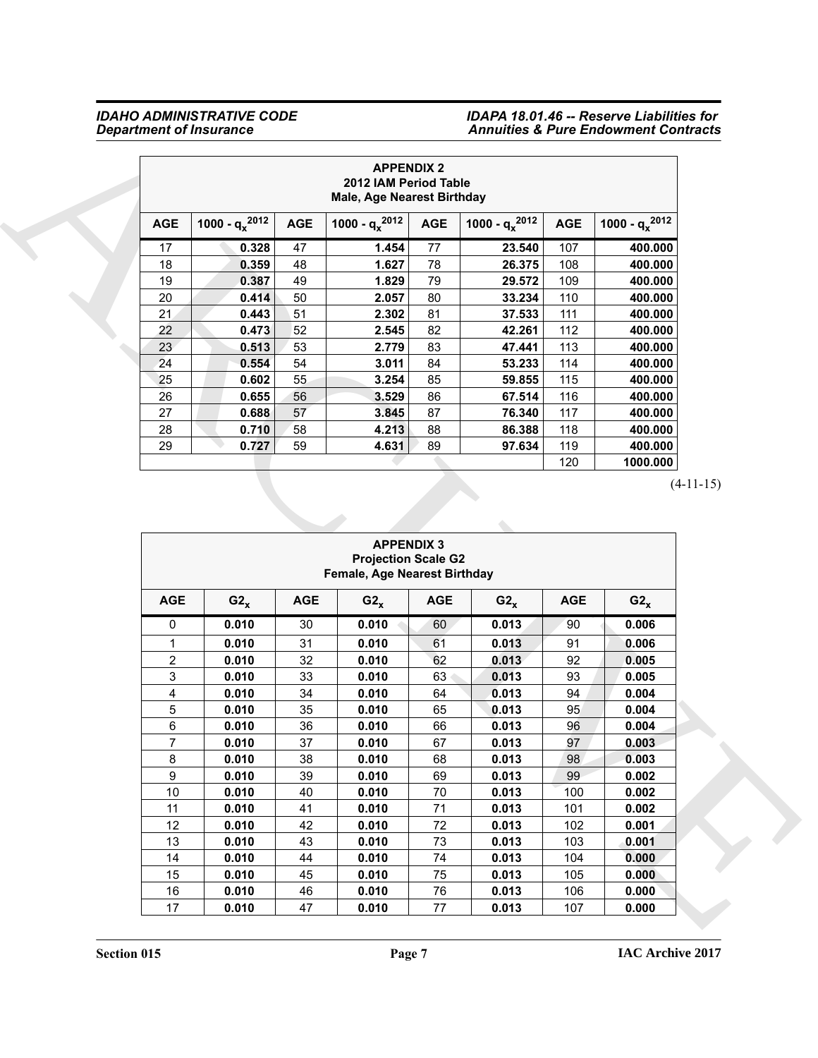| APPENDIX 2<br>2012 IAM Period Table<br>Male, Age Nearest Birthday | | | | | | | |
|---|---|---|---|---|---|---|---|
| AGE | $1000 \cdot q_x^{2012}$ | AGE | $1000 \cdot q_x^{2012}$ | AGE | $1000 \cdot q_x^{2012}$ | AGE | $1000 \cdot q_x^{2012}$ |
| 17 | **0.328** | 47 | **1.454** | 77 | **23.540** | 107 | **400.000** |
| 18 | **0.359** | 48 | **1.627** | 78 | **26.375** | 108 | **400.000** |
| 19 | **0.387** | 49 | **1.829** | 79 | **29.572** | 109 | **400.000** |
| 20 | **0.414** | 50 | **2.057** | 80 | **33.234** | 110 | **400.000** |
| 21 | **0.443** | 51 | **2.302** | 81 | **37.533** | 111 | **400.000** |
| 22 | **0.473** | 52 | **2.545** | 82 | **42.261** | 112 | **400.000** |
| 23 | **0.513** | 53 | **2.779** | 83 | **47.441** | 113 | **400.000** |
| 24 | **0.554** | 54 | **3.011** | 84 | **53.233** | 114 | **400.000** |
| 25 | **0.602** | 55 | **3.254** | 85 | **59.855** | 115 | **400.000** |
| 26 | **0.655** | 56 | **3.529** | 86 | **67.514** | 116 | **400.000** |
| 27 | **0.688** | 57 | **3.845** | 87 | **76.340** | 117 | **400.000** |
| 28 | **0.710** | 58 | **4.213** | 88 | **86.388** | 118 | **400.000** |
| 29 | **0.727** | 59 | **4.631** | 89 | **97.634** | 119 | **400.000** |
| | | | | | | 120 | **1000.000** |

(4-11-15)

| APPENDIX 3<br>Projection Scale G2<br>Female, Age Nearest Birthday | | | | | | | |
|---|---|---|---|---|---|---|---|
| AGE | $G2_x$ | AGE | $G2_x$ | AGE | $G2_x$ | AGE | $G2_x$ |
| 0 | **0.010** | 30 | **0.010** | 60 | **0.013** | 90 | **0.006** |
| 1 | **0.010** | 31 | **0.010** | 61 | **0.013** | 91 | **0.006** |
| 2 | **0.010** | 32 | **0.010** | 62 | **0.013** | 92 | **0.005** |
| 3 | **0.010** | 33 | **0.010** | 63 | **0.013** | 93 | **0.005** |
| 4 | **0.010** | 34 | **0.010** | 64 | **0.013** | 94 | **0.004** |
| 5 | **0.010** | 35 | **0.010** | 65 | **0.013** | 95 | **0.004** |
| 6 | **0.010** | 36 | **0.010** | 66 | **0.013** | 96 | **0.004** |
| 7 | **0.010** | 37 | **0.010** | 67 | **0.013** | 97 | **0.003** |
| 8 | **0.010** | 38 | **0.010** | 68 | **0.013** | 98 | **0.003** |
| 9 | **0.010** | 39 | **0.010** | 69 | **0.013** | 99 | **0.002** |
| 10 | **0.010** | 40 | **0.010** | 70 | **0.013** | 100 | **0.002** |
| 11 | **0.010** | 41 | **0.010** | 71 | **0.013** | 101 | **0.002** |
| 12 | **0.010** | 42 | **0.010** | 72 | **0.013** | 102 | **0.001** |
| 13 | **0.010** | 43 | **0.010** | 73 | **0.013** | 103 | **0.001** |
| 14 | **0.010** | 44 | **0.010** | 74 | **0.013** | 104 | **0.000** |
| 15 | **0.010** | 45 | **0.010** | 75 | **0.013** | 105 | **0.000** |
| 16 | **0.010** | 46 | **0.010** | 76 | **0.013** | 106 | **0.000** |
| 17 | **0.010** | 47 | **0.010** | 77 | **0.013** | 107 | **0.000** |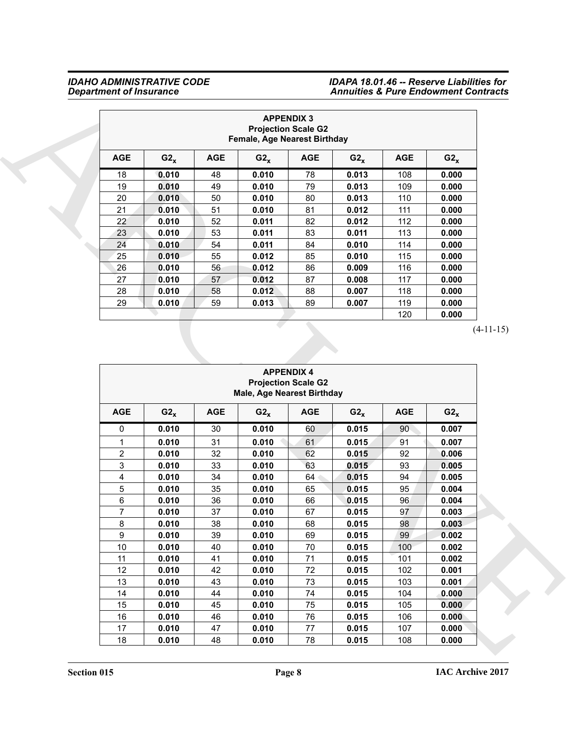| APPENDIX 3<br>Projection Scale G2<br>Female, Age Nearest Birthday | | | | | | | |
|---|---|---|---|---|---|---|---|
| AGE | $G2_x$ | AGE | $G2_x$ | AGE | $G2_x$ | AGE | $G2_x$ |
| 18 | **0.010** | 48 | **0.010** | 78 | **0.013** | 108 | **0.000** |
| 19 | **0.010** | 49 | **0.010** | 79 | **0.013** | 109 | **0.000** |
| 20 | **0.010** | 50 | **0.010** | 80 | **0.013** | 110 | **0.000** |
| 21 | **0.010** | 51 | **0.010** | 81 | **0.012** | 111 | **0.000** |
| 22 | **0.010** | 52 | **0.011** | 82 | **0.012** | 112 | **0.000** |
| 23 | **0.010** | 53 | **0.011** | 83 | **0.011** | 113 | **0.000** |
| 24 | **0.010** | 54 | **0.011** | 84 | **0.010** | 114 | **0.000** |
| 25 | **0.010** | 55 | **0.012** | 85 | **0.010** | 115 | **0.000** |
| 26 | **0.010** | 56 | **0.012** | 86 | **0.009** | 116 | **0.000** |
| 27 | **0.010** | 57 | **0.012** | 87 | **0.008** | 117 | **0.000** |
| 28 | **0.010** | 58 | **0.012** | 88 | **0.007** | 118 | **0.000** |
| 29 | **0.010** | 59 | **0.013** | 89 | **0.007** | 119 | **0.000** |
| | | | | | | 120 | **0.000** |

(4-11-15)

| APPENDIX 4<br>Projection Scale G2<br>Male, Age Nearest Birthday | | | | | | | |
|---|---|---|---|---|---|---|---|
| AGE | $G2_x$ | AGE | $G2_x$ | AGE | $G2_x$ | AGE | $G2_x$ |
| 0 | **0.010** | 30 | **0.010** | 60 | **0.015** | 90 | **0.007** |
| 1 | **0.010** | 31 | **0.010** | 61 | **0.015** | 91 | **0.007** |
| 2 | **0.010** | 32 | **0.010** | 62 | **0.015** | 92 | **0.006** |
| 3 | **0.010** | 33 | **0.010** | 63 | **0.015** | 93 | **0.005** |
| 4 | **0.010** | 34 | **0.010** | 64 | **0.015** | 94 | **0.005** |
| 5 | **0.010** | 35 | **0.010** | 65 | **0.015** | 95 | **0.004** |
| 6 | **0.010** | 36 | **0.010** | 66 | **0.015** | 96 | **0.004** |
| 7 | **0.010** | 37 | **0.010** | 67 | **0.015** | 97 | **0.003** |
| 8 | **0.010** | 38 | **0.010** | 68 | **0.015** | 98 | **0.003** |
| 9 | **0.010** | 39 | **0.010** | 69 | **0.015** | 99 | **0.002** |
| 10 | **0.010** | 40 | **0.010** | 70 | **0.015** | 100 | **0.002** |
| 11 | **0.010** | 41 | **0.010** | 71 | **0.015** | 101 | **0.002** |
| 12 | **0.010** | 42 | **0.010** | 72 | **0.015** | 102 | **0.001** |
| 13 | **0.010** | 43 | **0.010** | 73 | **0.015** | 103 | **0.001** |
| 14 | **0.010** | 44 | **0.010** | 74 | **0.015** | 104 | **0.000** |
| 15 | **0.010** | 45 | **0.010** | 75 | **0.015** | 105 | **0.000** |
| 16 | **0.010** | 46 | **0.010** | 76 | **0.015** | 106 | **0.000** |
| 17 | **0.010** | 47 | **0.010** | 77 | **0.015** | 107 | **0.000** |
| 18 | **0.010** | 48 | **0.010** | 78 | **0.015** | 108 | **0.000** |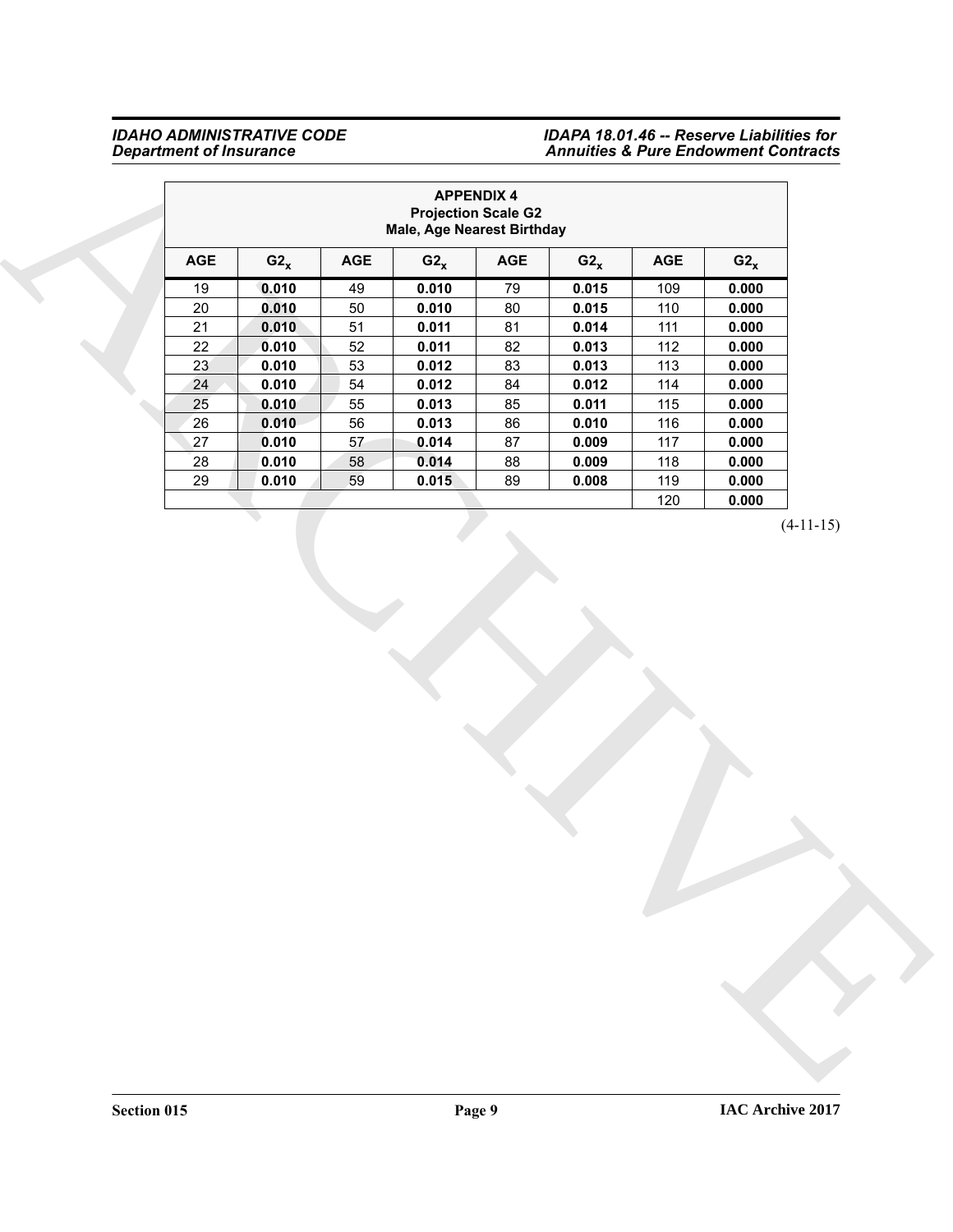| APPENDIX 4<br>Projection Scale G2<br>Male, Age Nearest Birthday | | | | | | | |
|---|---|---|---|---|---|---|---|
| AGE | $G2_x$ | AGE | $G2_x$ | AGE | $G2_x$ | AGE | $G2_x$ |
| 19 | **0.010** | 49 | **0.010** | 79 | **0.015** | 109 | **0.000** |
| 20 | **0.010** | 50 | **0.010** | 80 | **0.015** | 110 | **0.000** |
| 21 | **0.010** | 51 | **0.011** | 81 | **0.014** | 111 | **0.000** |
| 22 | **0.010** | 52 | **0.011** | 82 | **0.013** | 112 | **0.000** |
| 23 | **0.010** | 53 | **0.012** | 83 | **0.013** | 113 | **0.000** |
| 24 | **0.010** | 54 | **0.012** | 84 | **0.012** | 114 | **0.000** |
| 25 | **0.010** | 55 | **0.013** | 85 | **0.011** | 115 | **0.000** |
| 26 | **0.010** | 56 | **0.013** | 86 | **0.010** | 116 | **0.000** |
| 27 | **0.010** | 57 | **0.014** | 87 | **0.009** | 117 | **0.000** |
| 28 | **0.010** | 58 | **0.014** | 88 | **0.009** | 118 | **0.000** |
| 29 | **0.010** | 59 | **0.015** | 89 | **0.008** | 119 | **0.000** |
| | | | | | | 120 | **0.000** |

(4-11-15)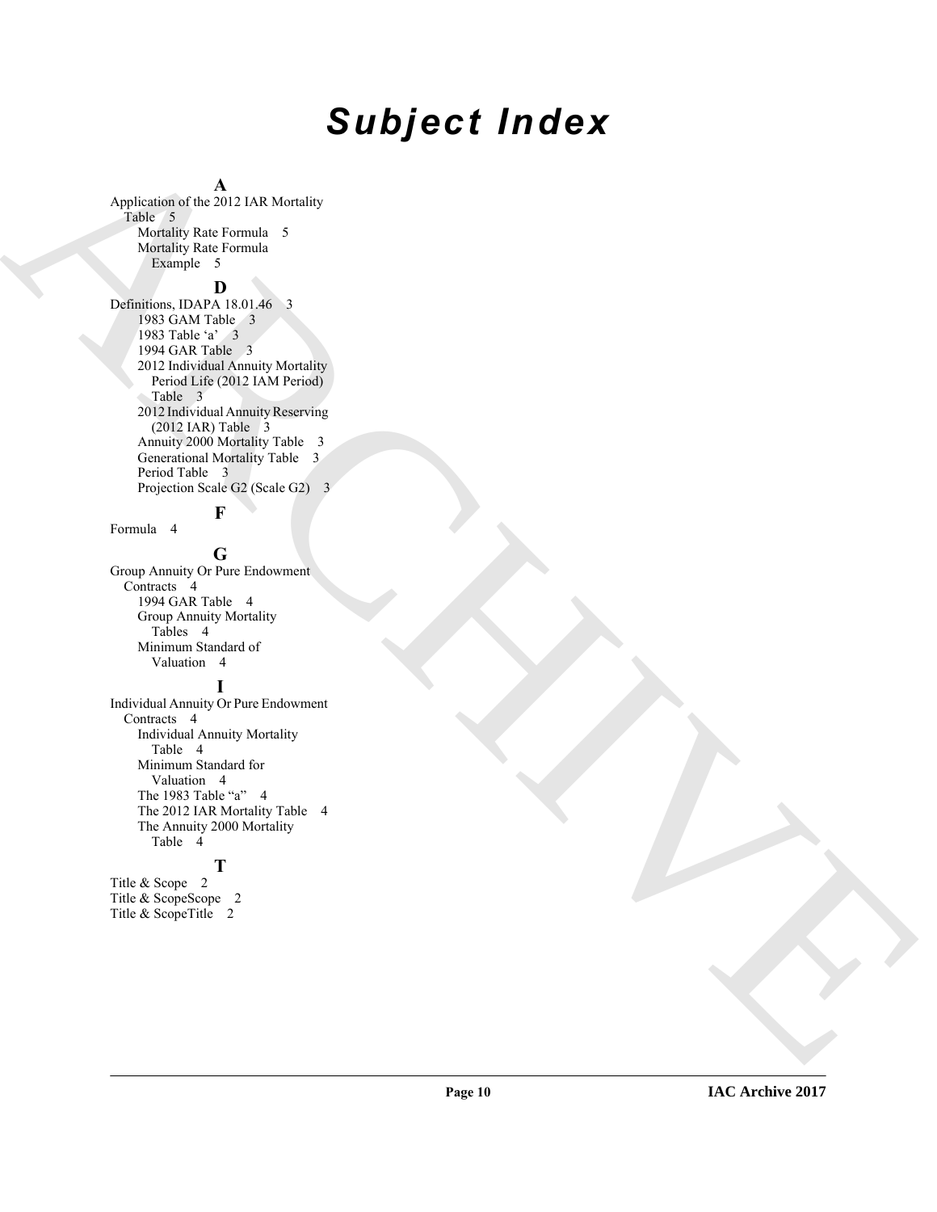# Subject Index

**A**

Application of the 2012 IAR Mortality Table 5
- Mortality Rate Formula 5
- Mortality Rate Formula Example 5

**D**

Definitions, IDAPA 18.01.46 3
- 1983 GAM Table 3
- 1983 Table 'a' 3
- 1994 GAR Table 3
- 2012 Individual Annuity Mortality Period Life (2012 IAM Period) Table 3
- 2012 Individual Annuity Reserving (2012 IAR) Table 3
- Annuity 2000 Mortality Table 3
- Generational Mortality Table 3
- Period Table 3
- Projection Scale G2 (Scale G2) 3

**F**

Formula 4

**G**

Group Annuity Or Pure Endowment Contracts 4
- 1994 GAR Table 4
- Group Annuity Mortality Tables 4
- Minimum Standard of Valuation 4

**I**

Individual Annuity Or Pure Endowment Contracts 4
- Individual Annuity Mortality Table 4
- Minimum Standard for Valuation 4
- The 1983 Table "a" 4
- The 2012 IAR Mortality Table 4
- The Annuity 2000 Mortality Table 4

**T**

Title & Scope 2
Title & ScopeScope 2
Title & ScopeTitle 2